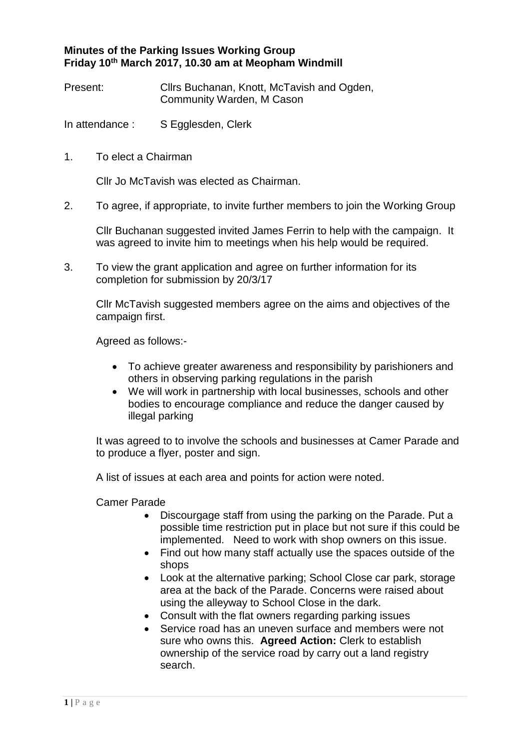**Minutes of the Parking Issues Working Group**
**Friday 10th March 2017, 10.30 am at Meopham Windmill**

Present: Cllrs Buchanan, Knott, McTavish and Ogden, Community Warden, M Cason

In attendance : S Egglesden, Clerk

1. To elect a Chairman

   Cllr Jo McTavish was elected as Chairman.

2. To agree, if appropriate, to invite further members to join the Working Group

   Cllr Buchanan suggested invited James Ferrin to help with the campaign. It was agreed to invite him to meetings when his help would be required.

3. To view the grant application and agree on further information for its completion for submission by 20/3/17

   Cllr McTavish suggested members agree on the aims and objectives of the campaign first.

   Agreed as follows:-

   - To achieve greater awareness and responsibility by parishioners and others in observing parking regulations in the parish
   - We will work in partnership with local businesses, schools and other bodies to encourage compliance and reduce the danger caused by illegal parking

   It was agreed to to involve the schools and businesses at Camer Parade and to produce a flyer, poster and sign.

   A list of issues at each area and points for action were noted.

   Camer Parade

   - Discourgage staff from using the parking on the Parade. Put a possible time restriction put in place but not sure if this could be implemented. Need to work with shop owners on this issue.
   - Find out how many staff actually use the spaces outside of the shops
   - Look at the alternative parking; School Close car park, storage area at the back of the Parade. Concerns were raised about using the alleyway to School Close in the dark.
   - Consult with the flat owners regarding parking issues
   - Service road has an uneven surface and members were not sure who owns this. **Agreed Action:** Clerk to establish ownership of the service road by carry out a land registry search.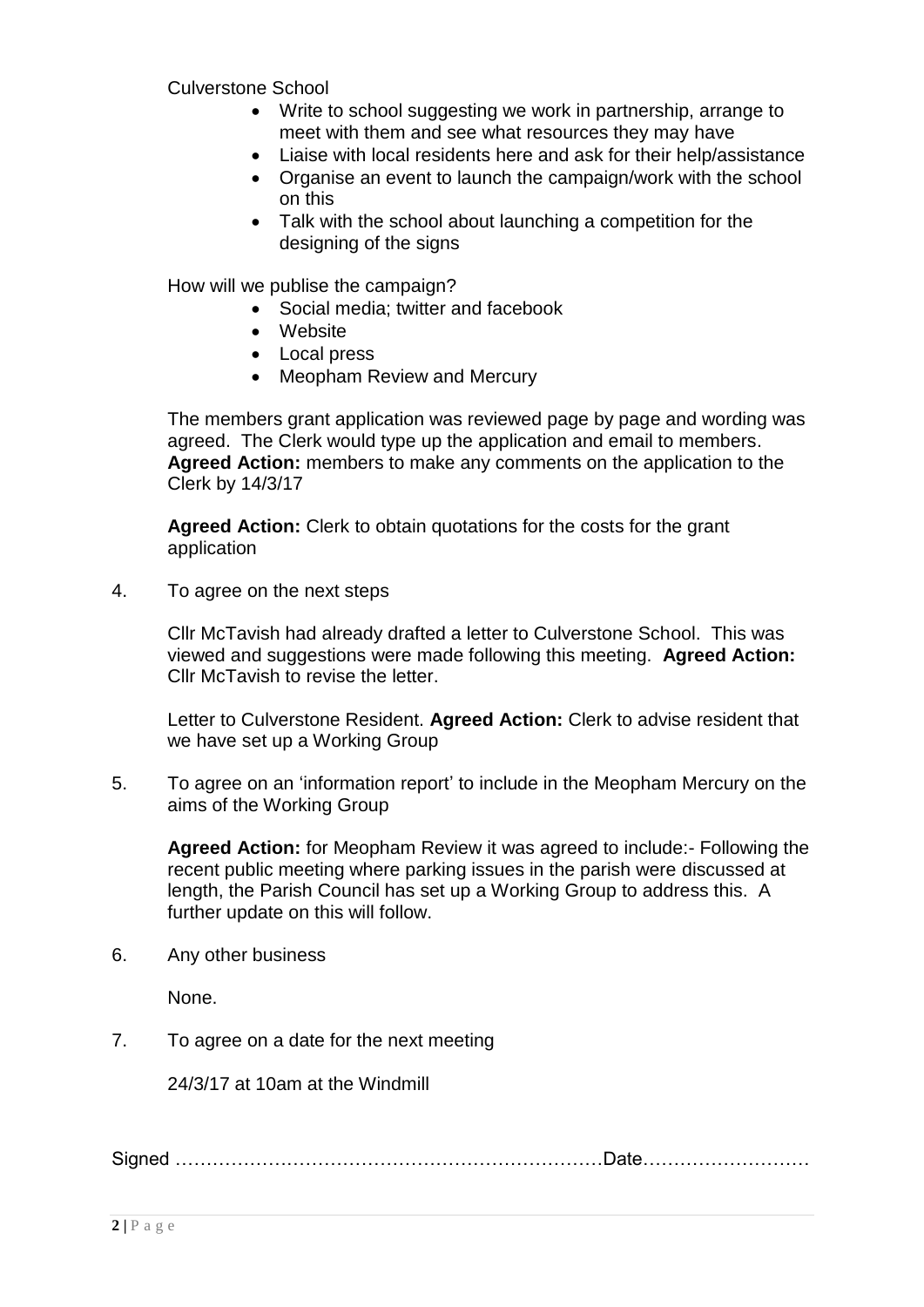Culverstone School

- Write to school suggesting we work in partnership, arrange to meet with them and see what resources they may have
- Liaise with local residents here and ask for their help/assistance
- Organise an event to launch the campaign/work with the school on this
- Talk with the school about launching a competition for the designing of the signs

How will we publise the campaign?

- Social media; twitter and facebook
- Website
- Local press
- Meopham Review and Mercury

The members grant application was reviewed page by page and wording was agreed. The Clerk would type up the application and email to members. **Agreed Action:** members to make any comments on the application to the Clerk by 14/3/17

**Agreed Action:** Clerk to obtain quotations for the costs for the grant application

4. To agree on the next steps

   Cllr McTavish had already drafted a letter to Culverstone School. This was viewed and suggestions were made following this meeting. **Agreed Action:** Cllr McTavish to revise the letter.

   Letter to Culverstone Resident. **Agreed Action:** Clerk to advise resident that we have set up a Working Group

5. To agree on an 'information report' to include in the Meopham Mercury on the aims of the Working Group

   **Agreed Action:** for Meopham Review it was agreed to include:- Following the recent public meeting where parking issues in the parish were discussed at length, the Parish Council has set up a Working Group to address this. A further update on this will follow.

6. Any other business

   None.

7. To agree on a date for the next meeting

   24/3/17 at 10am at the Windmill

Signed ……………………………………………………………Date………………………